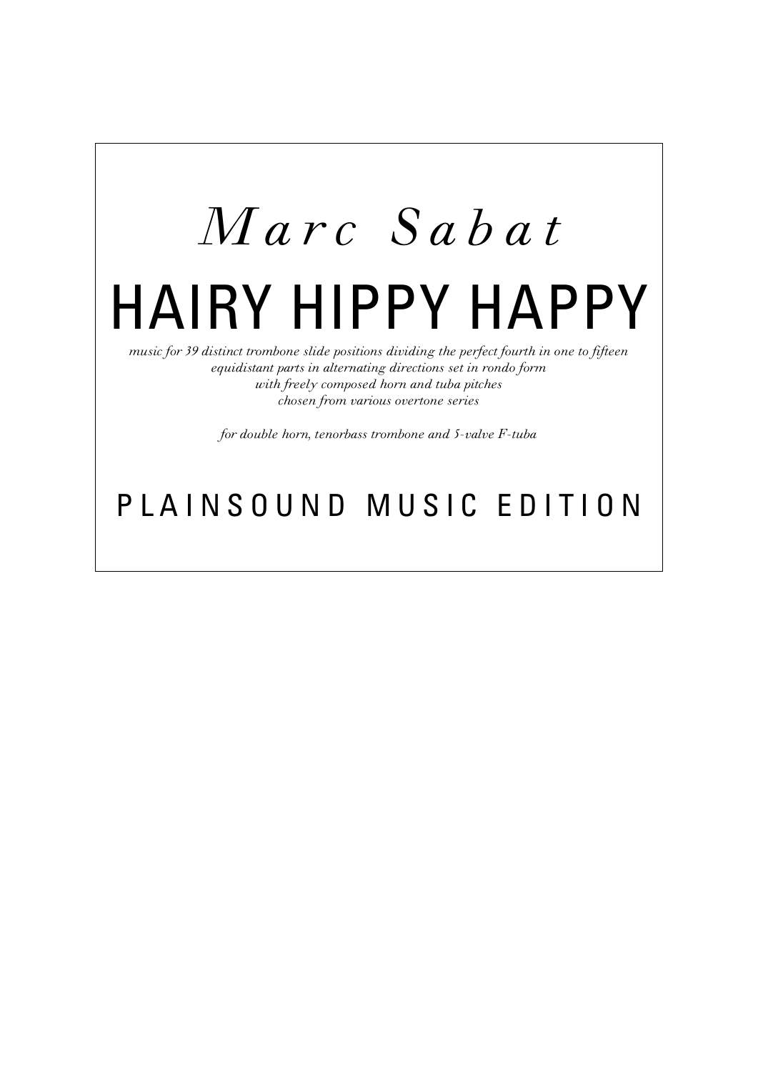*Marc Sabat*

# HAIRY HIPPY HAPPY

*music for 39 distinct trombone slide positions dividing the perfect fourth in one to fifteen equidistant parts in alternating directions set in rondo form with freely composed horn and tuba pitches chosen from various overtone series*

*for double horn, tenorbass trombone and 5-valve F-tuba*

## PLAINSOUND MUSIC EDITION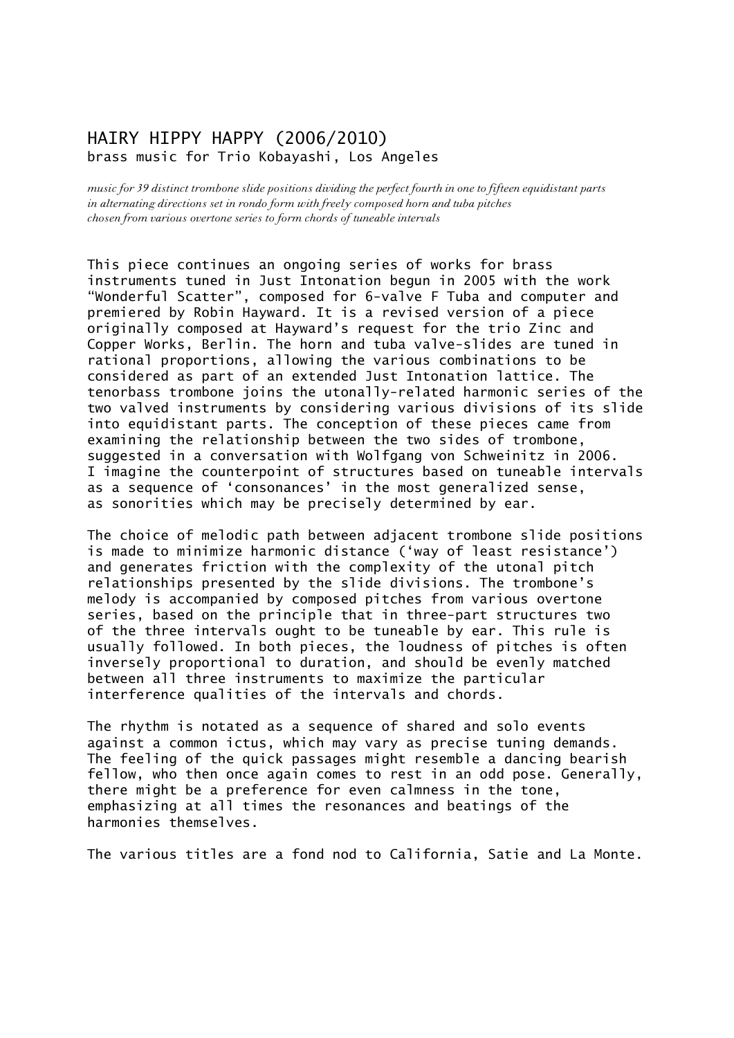## HAIRY HIPPY HAPPY (2006/2010)

brass music for Trio Kobayashi, Los Angeles

*music for 39 distinct trombone slide positions dividing the perfect fourth in one to fifteen equidistant parts in alternating directions set in rondo form with freely composed horn and tuba pitches chosen from various overtone series to form chords of tuneable intervals*

This piece continues an ongoing series of works for brass instruments tuned in Just Intonation begun in 2005 with the work “Wonderful Scatter”, composed for 6-valve F Tuba and computer and premiered by Robin Hayward. It is a revised version of a piece originally composed at Hayward’s request for the trio Zinc and Copper Works, Berlin. The horn and tuba valve-slides are tuned in rational proportions, allowing the various combinations to be considered as part of an extended Just Intonation lattice. The tenorbass trombone joins the utonally-related harmonic series of the two valved instruments by considering various divisions of its slide into equidistant parts. The conception of these pieces came from examining the relationship between the two sides of trombone, suggested in a conversation with Wolfgang von Schweinitz in 2006. I imagine the counterpoint of structures based on tuneable intervals as a sequence of ‘consonances’ in the most generalized sense, as sonorities which may be precisely determined by ear.

The choice of melodic path between adjacent trombone slide positions is made to minimize harmonic distance (‘way of least resistance’) and generates friction with the complexity of the utonal pitch relationships presented by the slide divisions. The trombone’s melody is accompanied by composed pitches from various overtone series, based on the principle that in three-part structures two of the three intervals ought to be tuneable by ear. This rule is usually followed. In both pieces, the loudness of pitches is often inversely proportional to duration, and should be evenly matched between all three instruments to maximize the particular interference qualities of the intervals and chords.

The rhythm is notated as a sequence of shared and solo events against a common ictus, which may vary as precise tuning demands. The feeling of the quick passages might resemble a dancing bearish fellow, who then once again comes to rest in an odd pose. Generally, there might be a preference for even calmness in the tone, emphasizing at all times the resonances and beatings of the harmonies themselves.

The various titles are a fond nod to California, Satie and La Monte.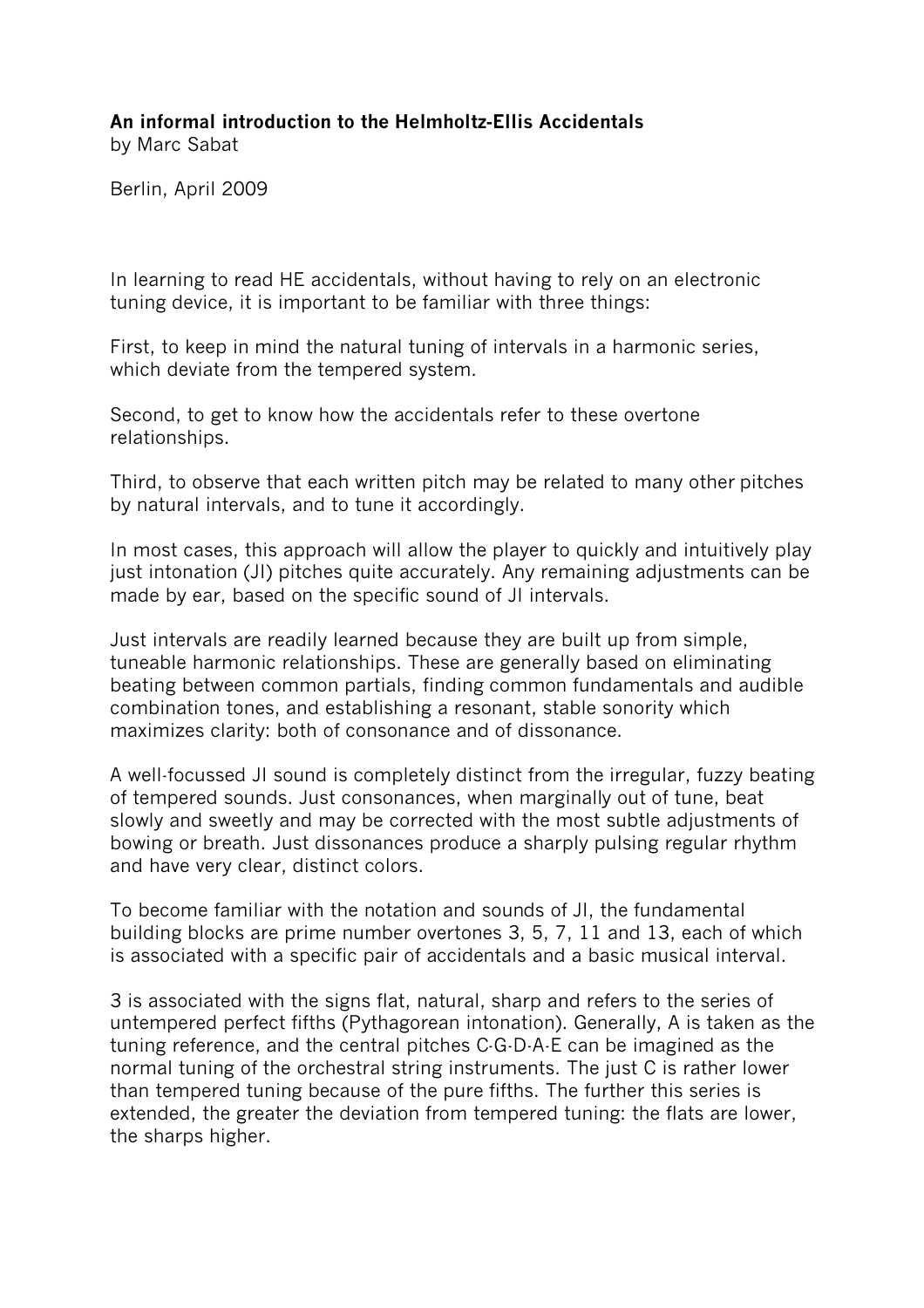**An informal introduction to the Helmholtz-Ellis Accidentals**
by Marc Sabat

Berlin, April 2009

In learning to read HE accidentals, without having to rely on an electronic tuning device, it is important to be familiar with three things:

First, to keep in mind the natural tuning of intervals in a harmonic series, which deviate from the tempered system.

Second, to get to know how the accidentals refer to these overtone relationships.

Third, to observe that each written pitch may be related to many other pitches by natural intervals, and to tune it accordingly.

In most cases, this approach will allow the player to quickly and intuitively play just intonation (JI) pitches quite accurately. Any remaining adjustments can be made by ear, based on the specific sound of JI intervals.

Just intervals are readily learned because they are built up from simple, tuneable harmonic relationships. These are generally based on eliminating beating between common partials, finding common fundamentals and audible combination tones, and establishing a resonant, stable sonority which maximizes clarity: both of consonance and of dissonance.

A well-focussed JI sound is completely distinct from the irregular, fuzzy beating of tempered sounds. Just consonances, when marginally out of tune, beat slowly and sweetly and may be corrected with the most subtle adjustments of bowing or breath. Just dissonances produce a sharply pulsing regular rhythm and have very clear, distinct colors.

To become familiar with the notation and sounds of JI, the fundamental building blocks are prime number overtones 3, 5, 7, 11 and 13, each of which is associated with a specific pair of accidentals and a basic musical interval.

3 is associated with the signs flat, natural, sharp and refers to the series of untempered perfect fifths (Pythagorean intonation). Generally, A is taken as the tuning reference, and the central pitches C-G-D-A-E can be imagined as the normal tuning of the orchestral string instruments. The just C is rather lower than tempered tuning because of the pure fifths. The further this series is extended, the greater the deviation from tempered tuning: the flats are lower, the sharps higher.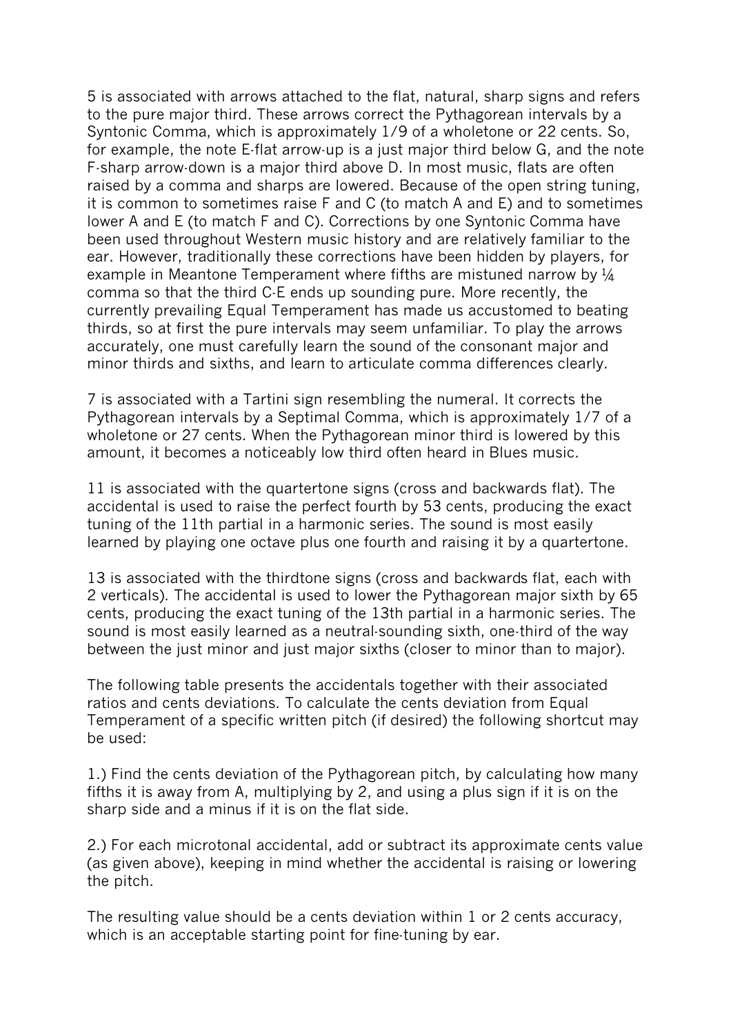5 is associated with arrows attached to the flat, natural, sharp signs and refers to the pure major third. These arrows correct the Pythagorean intervals by a Syntonic Comma, which is approximately 1/9 of a wholetone or 22 cents. So, for example, the note E-flat arrow-up is a just major third below G, and the note F-sharp arrow-down is a major third above D. In most music, flats are often raised by a comma and sharps are lowered. Because of the open string tuning, it is common to sometimes raise F and C (to match A and E) and to sometimes lower A and E (to match F and C). Corrections by one Syntonic Comma have been used throughout Western music history and are relatively familiar to the ear. However, traditionally these corrections have been hidden by players, for example in Meantone Temperament where fifths are mistuned narrow by ¼ comma so that the third C-E ends up sounding pure. More recently, the currently prevailing Equal Temperament has made us accustomed to beating thirds, so at first the pure intervals may seem unfamiliar. To play the arrows accurately, one must carefully learn the sound of the consonant major and minor thirds and sixths, and learn to articulate comma differences clearly.

7 is associated with a Tartini sign resembling the numeral. It corrects the Pythagorean intervals by a Septimal Comma, which is approximately 1/7 of a wholetone or 27 cents. When the Pythagorean minor third is lowered by this amount, it becomes a noticeably low third often heard in Blues music.

11 is associated with the quartertone signs (cross and backwards flat). The accidental is used to raise the perfect fourth by 53 cents, producing the exact tuning of the 11th partial in a harmonic series. The sound is most easily learned by playing one octave plus one fourth and raising it by a quartertone.

13 is associated with the thirdtone signs (cross and backwards flat, each with 2 verticals). The accidental is used to lower the Pythagorean major sixth by 65 cents, producing the exact tuning of the 13th partial in a harmonic series. The sound is most easily learned as a neutral-sounding sixth, one-third of the way between the just minor and just major sixths (closer to minor than to major).

The following table presents the accidentals together with their associated ratios and cents deviations. To calculate the cents deviation from Equal Temperament of a specific written pitch (if desired) the following shortcut may be used:

1.) Find the cents deviation of the Pythagorean pitch, by calculating how many fifths it is away from A, multiplying by 2, and using a plus sign if it is on the sharp side and a minus if it is on the flat side.

2.) For each microtonal accidental, add or subtract its approximate cents value (as given above), keeping in mind whether the accidental is raising or lowering the pitch.

The resulting value should be a cents deviation within 1 or 2 cents accuracy, which is an acceptable starting point for fine-tuning by ear.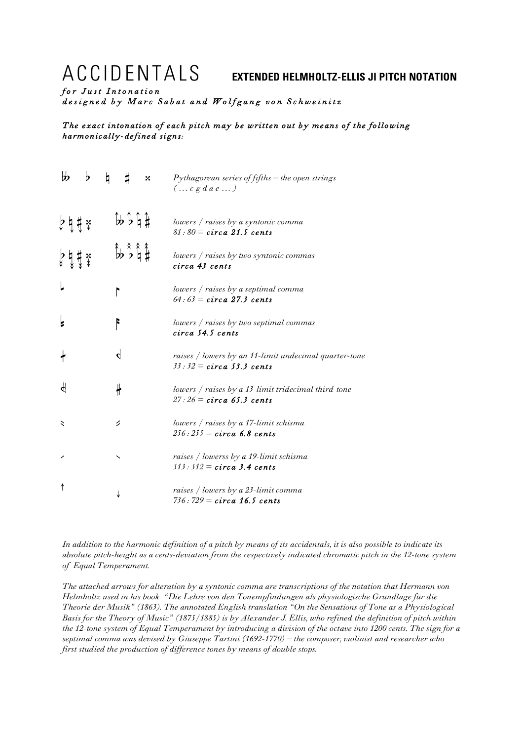# ACCIDENTALS **EXTENDED HELMHOLTZ-ELLIS JI PITCH NOTATION**

***for Just Intonation***
***designed by Marc Sabat and Wolfgang von Schweinitz***

***The exact intonation of each pitch may be written out by means of the following harmonically-defined signs:***

| Signs | | Description |
|---|---|---|
| 𝄫 ♭ ♮ ♯ 𝄪 | | *Pythagorean series of fifths – the open strings ( … c g d a e … )* |
| ♭↓ ♮↓ ♯↓ 𝄪↓ | 𝄫↑ ♭↑ ♮↑ ♯↑ | *lowers / raises by a syntonic comma* *81 : 80 =* ***circa 21.5 cents*** |
| ♭⇊ ♮⇊ ♯⇊ 𝄪⇊ | 𝄫⇈ ♭⇈ ♮⇈ ♯⇈ | *lowers / raises by two syntonic commas* ***circa 43 cents*** |
| ⌊ | ⌈ | *lowers / raises by a septimal comma* *64 : 63 =* ***circa 27.3 cents*** |
| (double lowering septimal sign) | (double raising septimal sign) | *lowers / raises by two septimal commas* ***circa 54.5 cents*** |
| (undecimal raising sign) | (undecimal lowering sign) | *raises / lowers by an 11-limit undecimal quarter-tone* *33 : 32 =* ***circa 53.3 cents*** |
| (tridecimal lowering sign) | (tridecimal raising sign) | *lowers / raises by a 13-limit tridecimal third-tone* *27 : 26 =* ***circa 65.3 cents*** |
| (17-limit lowering sign) | (17-limit raising sign) | *lowers / raises by a 17-limit schisma* *256 : 255 =* ***circa 6.8 cents*** |
| ⁄ | ＼ | *raises / lowerss by a 19-limit schisma* *513 : 512 =* ***circa 3.4 cents*** |
| ↑ | ↓ | *raises / lowers by a 23-limit comma* *736 : 729 =* ***circa 16.5 cents*** |

*In addition to the harmonic definition of a pitch by means of its accidentals, it is also possible to indicate its absolute pitch-height as a cents-deviation from the respectively indicated chromatic pitch in the 12-tone system of Equal Temperament.*

*The attached arrows for alteration by a syntonic comma are transcriptions of the notation that Hermann von Helmholtz used in his book "Die Lehre von den Tonempfindungen als physiologische Grundlage für die Theorie der Musik" (1863). The annotated English translation "On the Sensations of Tone as a Physiological Basis for the Theory of Music" (1875/1885) is by Alexander J. Ellis, who refined the definition of pitch within the 12-tone system of Equal Temperament by introducing a division of the octave into 1200 cents. The sign for a septimal comma was devised by Giuseppe Tartini (1692-1770) – the composer, violinist and researcher who first studied the production of difference tones by means of double stops.*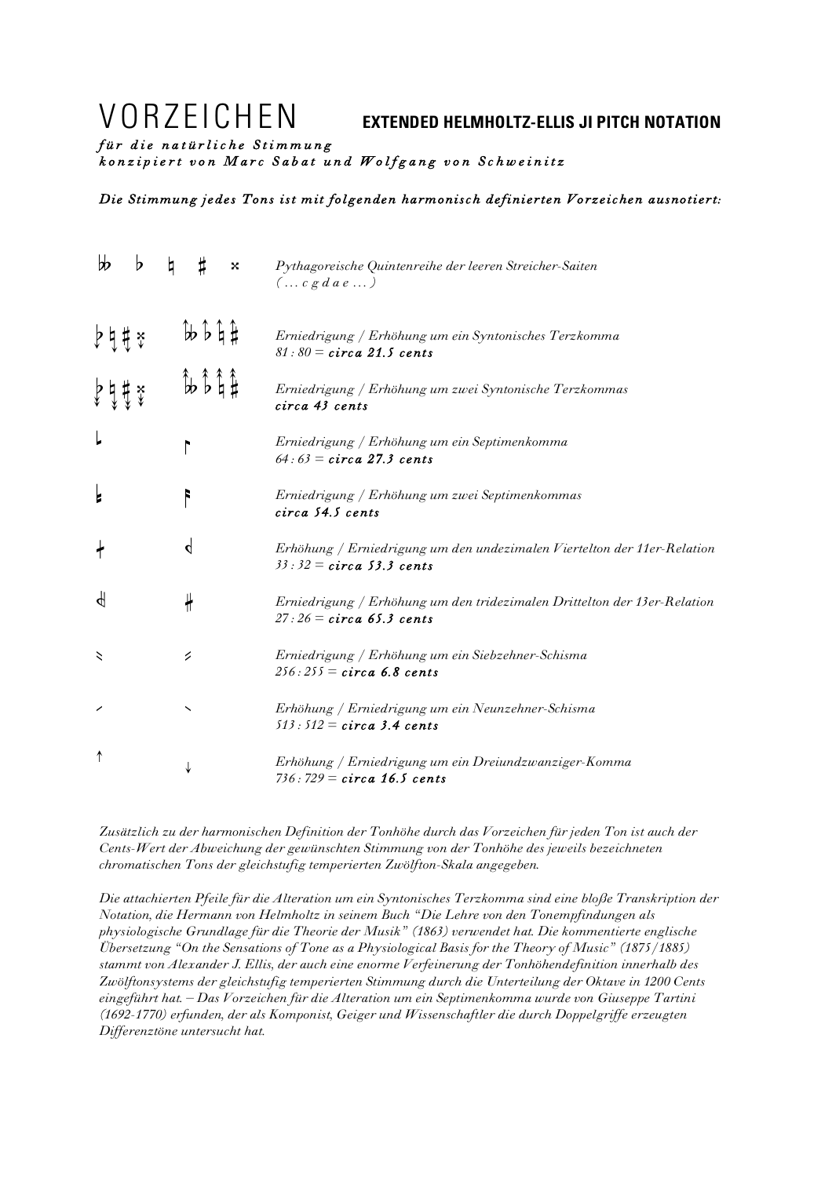# VORZEICHEN **EXTENDED HELMHOLTZ-ELLIS JI PITCH NOTATION**

***für die natürliche Stimmung***
***konzipiert von Marc Sabat und Wolfgang von Schweinitz***

***Die Stimmung jedes Tons ist mit folgenden harmonisch definierten Vorzeichen ausnotiert:***

| Vorzeichen | | Bedeutung |
|---|---|---|
| 𝄫 ♭ ♮ ♯ 𝄪 | | *Pythagoreische Quintenreihe der leeren Streicher-Saiten ( … c g d a e … )* |
| ♭ ♮ ♯ 𝄪 (Pfeil nach unten) | 𝄫 ♭ ♮ ♯ (Pfeil nach oben) | *Erniedrigung / Erhöhung um ein Syntonisches Terzkomma* 81 : 80 = ***circa 21.5 cents*** |
| ♭ ♮ ♯ 𝄪 (zwei Pfeile nach unten) | 𝄫 ♭ ♮ ♯ (zwei Pfeile nach oben) | *Erniedrigung / Erhöhung um zwei Syntonische Terzkommas* ***circa 43 cents*** |
| ꜖ | ꜒ | *Erniedrigung / Erhöhung um ein Septimenkomma* 64 : 63 = ***circa 27.3 cents*** |
| (doppelt) | (doppelt) | *Erniedrigung / Erhöhung um zwei Septimenkommas* ***circa 54.5 cents*** |
| (11er-Zeichen) | (11er-Zeichen, gespiegelt) | *Erhöhung / Erniedrigung um den undezimalen Viertelton der 11er-Relation* 33 : 32 = ***circa 53.3 cents*** |
| (13er-Zeichen) | (13er-Zeichen, gespiegelt) | *Erniedrigung / Erhöhung um den tridezimalen Drittelton der 13er-Relation* 27 : 26 = ***circa 65.3 cents*** |
| (17er-Zeichen) | (17er-Zeichen, gespiegelt) | *Erniedrigung / Erhöhung um ein Siebzehner-Schisma* 256 : 255 = ***circa 6.8 cents*** |
| ⁄ | ∖ | *Erhöhung / Erniedrigung um ein Neunzehner-Schisma* 513 : 512 = ***circa 3.4 cents*** |
| ↑ | ↓ | *Erhöhung / Erniedrigung um ein Dreiundzwanziger-Komma* 736 : 729 = ***circa 16.5 cents*** |

*Zusätzlich zu der harmonischen Definition der Tonhöhe durch das Vorzeichen für jeden Ton ist auch der Cents-Wert der Abweichung der gewünschten Stimmung von der Tonhöhe des jeweils bezeichneten chromatischen Tons der gleichstufig temperierten Zwölfton-Skala angegeben.*

*Die attachierten Pfeile für die Alteration um ein Syntonisches Terzkomma sind eine bloße Transkription der Notation, die Hermann von Helmholtz in seinem Buch "Die Lehre von den Tonempfindungen als physiologische Grundlage für die Theorie der Musik" (1863) verwendet hat. Die kommentierte englische Übersetzung "On the Sensations of Tone as a Physiological Basis for the Theory of Music" (1875/1885) stammt von Alexander J. Ellis, der auch eine enorme Verfeinerung der Tonhöhendefinition innerhalb des Zwölftonsystems der gleichstufig temperierten Stimmung durch die Unterteilung der Oktave in 1200 Cents eingeführt hat. – Das Vorzeichen für die Alteration um ein Septimenkomma wurde von Giuseppe Tartini (1692-1770) erfunden, der als Komponist, Geiger und Wissenschaftler die durch Doppelgriffe erzeugten Differenztöne untersucht hat.*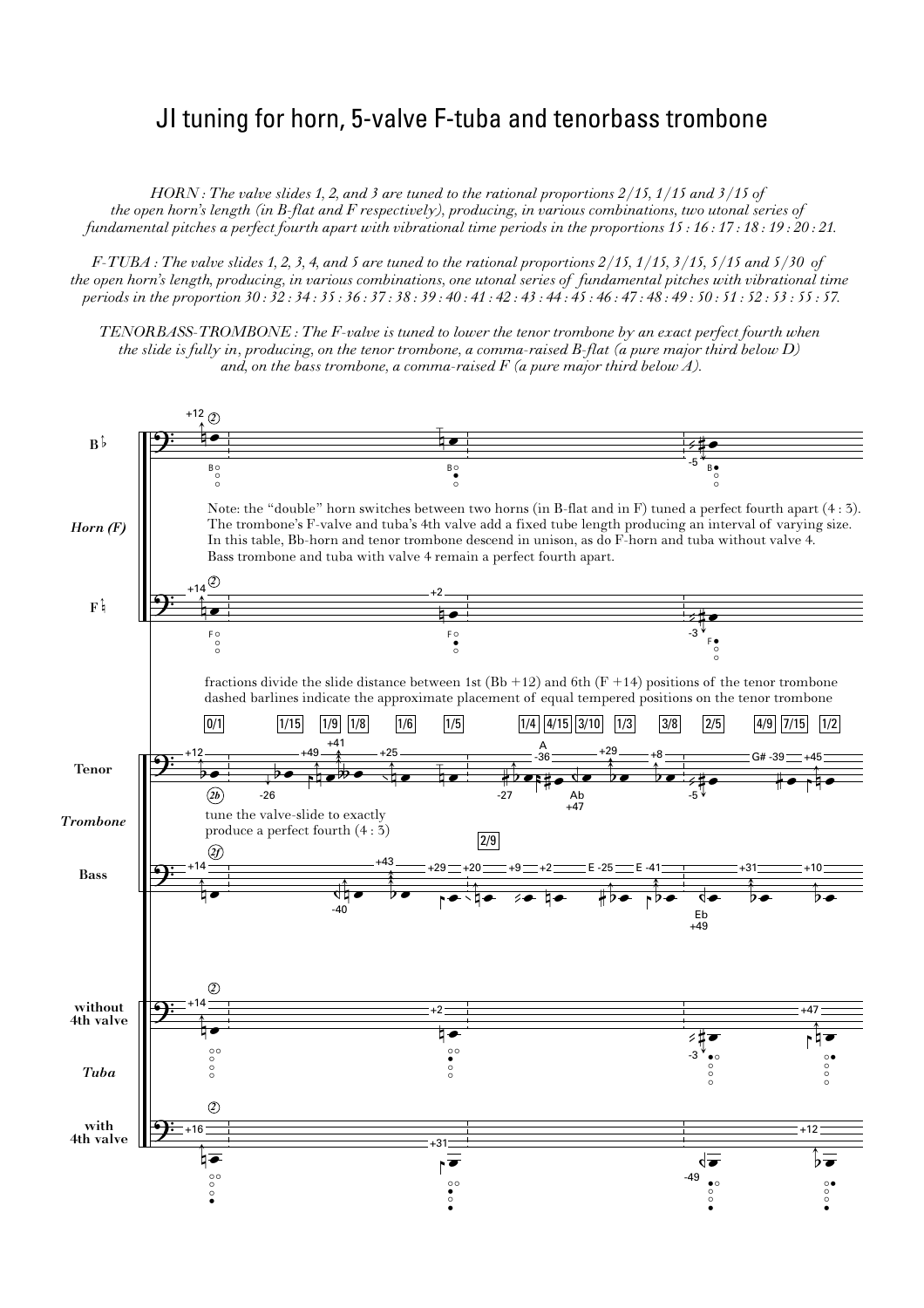# JI tuning for horn, 5-valve F-tuba and tenorbass trombone

*HORN : The valve slides 1, 2, and 3 are tuned to the rational proportions 2/15, 1/15 and 3/15 of the open horn's length (in B-flat and F respectively), producing, in various combinations, two utonal series of fundamental pitches a perfect fourth apart with vibrational time periods in the proportions 15 : 16 : 17 : 18 : 19 : 20 : 21.*

*F-TUBA : The valve slides 1, 2, 3, 4, and 5 are tuned to the rational proportions 2/15, 1/15, 3/15, 5/15 and 5/30 of the open horn's length, producing, in various combinations, one utonal series of fundamental pitches with vibrational time periods in the proportion 30 : 32 : 34 : 35 : 36 : 37 : 38 : 39 : 40 : 41 : 42 : 43 : 44 : 45 : 46 : 47 : 48 : 49 : 50 : 51 : 52 : 53 : 55 : 57.*

*TENORBASS-TROMBONE : The F-valve is tuned to lower the tenor trombone by an exact perfect fourth when the slide is fully in, producing, on the tenor trombone, a comma-raised B-flat (a pure major third below D) and, on the bass trombone, a comma-raised F (a pure major third below A).*

Note: the "double" horn switches between two horns (in B-flat and in F) tuned a perfect fourth apart (4 : 3). The trombone's F-valve and tuba's 4th valve add a fixed tube length producing an interval of varying size. In this table, Bb-horn and tenor trombone descend in unison, as do F-horn and tuba without valve 4. Bass trombone and tuba with valve 4 remain a perfect fourth apart.

fractions divide the slide distance between 1st (Bb +12) and 6th (F +14) positions of the tenor trombone
dashed barlines indicate the approximate placement of equal tempered positions on the tenor trombone

0/1 | 1/15 | 1/9 | 1/8 | 1/6 | 1/5 | 1/4 | 4/15 | 3/10 | 1/3 | 3/8 | 2/5 | 4/9 | 7/15 | 1/2

2/9

tune the valve-slide to exactly produce a perfect fourth (4 : 3)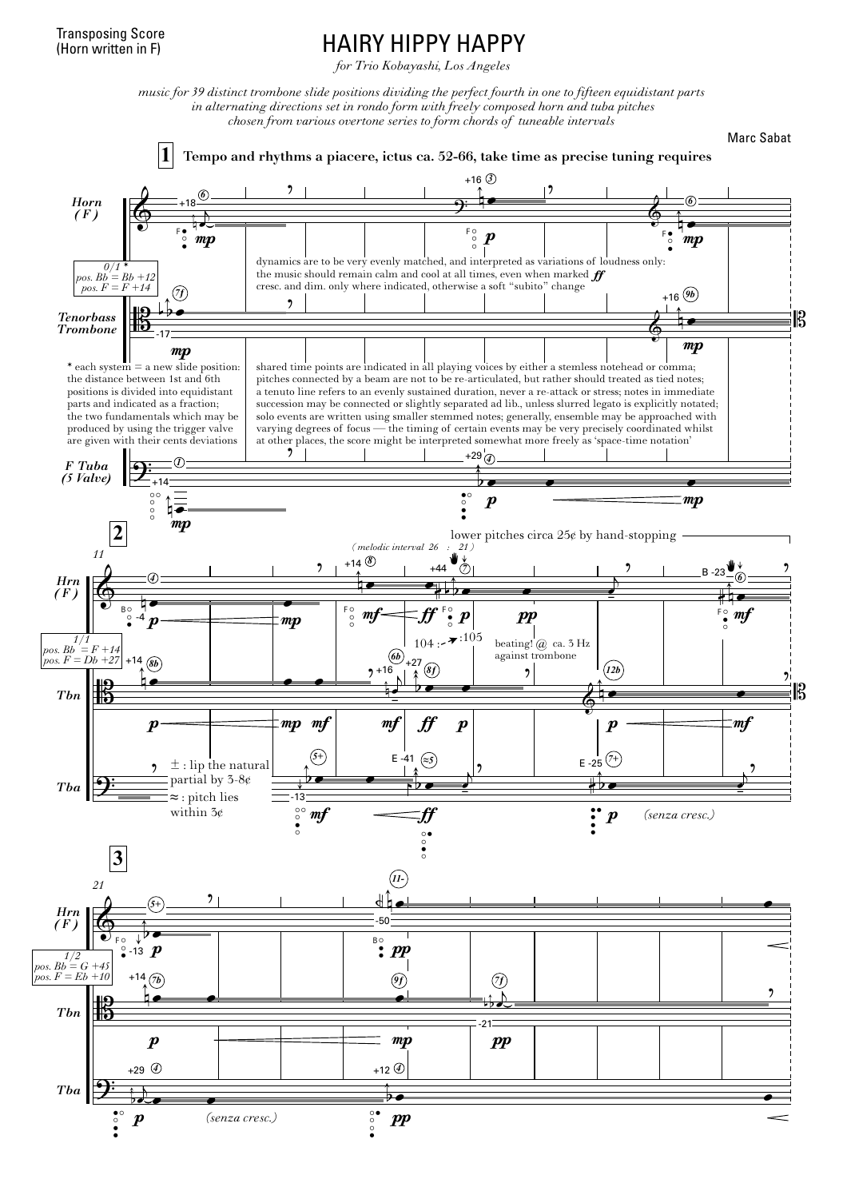Transposing Score
(Horn written in F)

# HAIRY HIPPY HAPPY

*for Trio Kobayashi, Los Angeles*

*music for 39 distinct trombone slide positions dividing the perfect fourth in one to fifteen equidistant parts in alternating directions set in rondo form with freely composed horn and tuba pitches chosen from various overtone series to form chords of tuneable intervals*

Marc Sabat

**1** **Tempo and rhythms a piacere, ictus ca. 52-66, take time as precise tuning requires**

dynamics are to be very evenly matched, and interpreted as variations of loudness only: the music should remain calm and cool at all times, even when marked *ff* cresc. and dim. only where indicated, otherwise a soft "subito" change

\* each system = a new slide position: the distance between 1st and 6th positions is divided into equidistant parts and indicated as a fraction; the two fundamentals which may be produced by using the trigger valve are given with their cents deviations

shared time points are indicated in all playing voices by either a stemless notehead or comma; pitches connected by a beam are not to be re-articulated, but rather should treated as tied notes; a tenuto line refers to an evenly sustained duration, never a re-attack or stress; notes in immediate succession may be connected or slightly separated ad lib., unless slurred legato is explicitly notated; solo events are written using smaller stemmed notes; generally, ensemble may be approached with varying degrees of focus — the timing of certain events may be very precisely coordinated whilst at other places, the score might be interpreted somewhat more freely as 'space-time notation'

*0/1 \* pos. Bb = Bb +12 pos. F = F +14*

**2**

lower pitches circa 25¢ by hand-stopping

*(melodic interval 26 : 21)*

104 : 105

beating! @ ca. 3 Hz against trombone

± : lip the natural partial by 3-8¢

≈ : pitch lies within 3¢

*1/1 pos. Bb = F +14 pos. F = Db +27*

*(senza cresc.)*

**3**

*1/2 pos. Bb = G +45 pos. F = Eb +10*

*(senza cresc.)*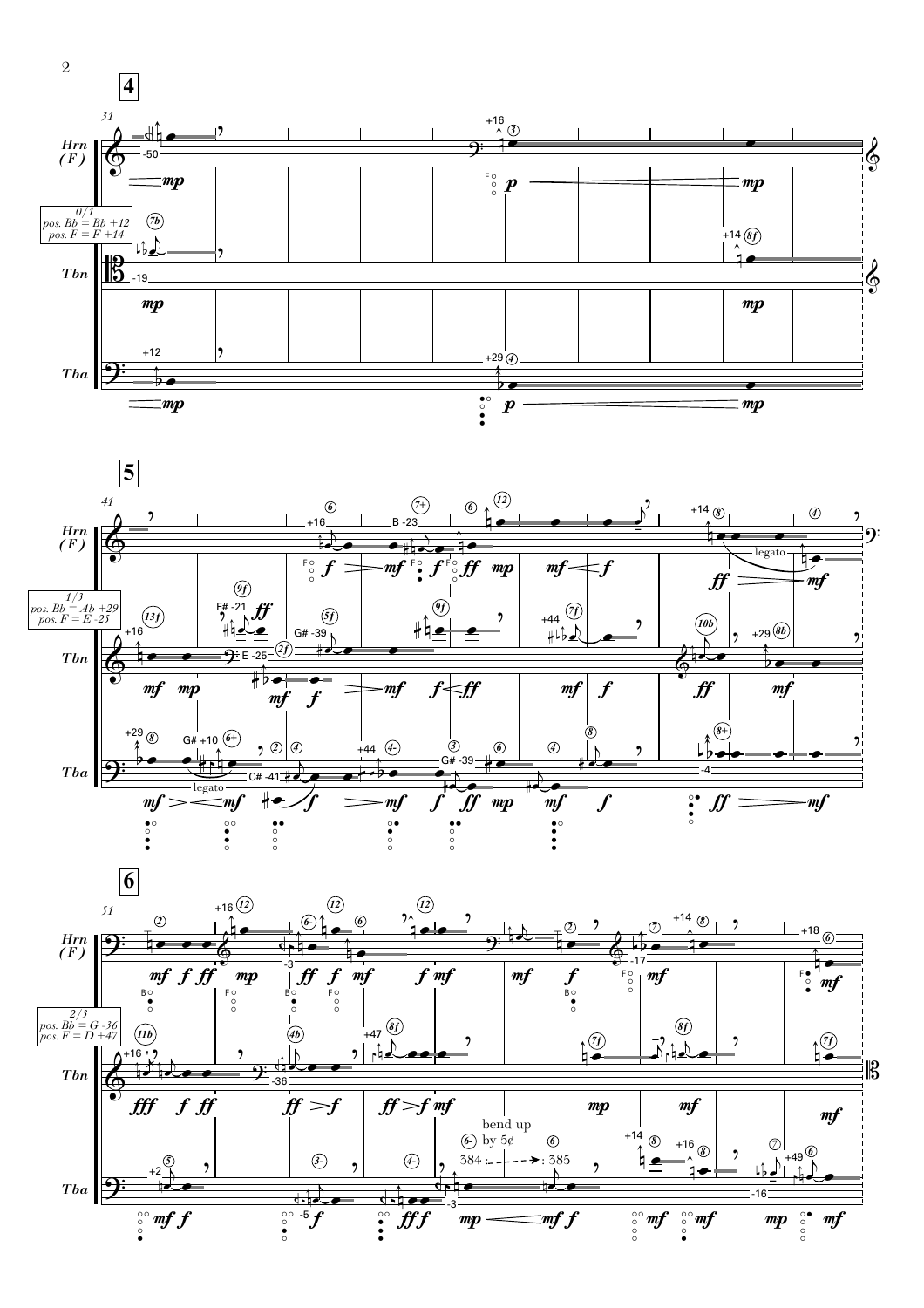**4**

31

Hrn (F)

Tbn — 0/1 — pos. Bb = Bb +12 — pos. F = F +14

Tba

**5**

41

Hrn (F)

Tbn — 1/3 — pos. Bb = Ab +29 — pos. F = E -25

Tba

legato

**6**

51

Hrn (F)

Tbn — 2/3 — pos. Bb = G -36 — pos. F = D +47

Tba

bend up by 5¢ — 384 - - - -> 385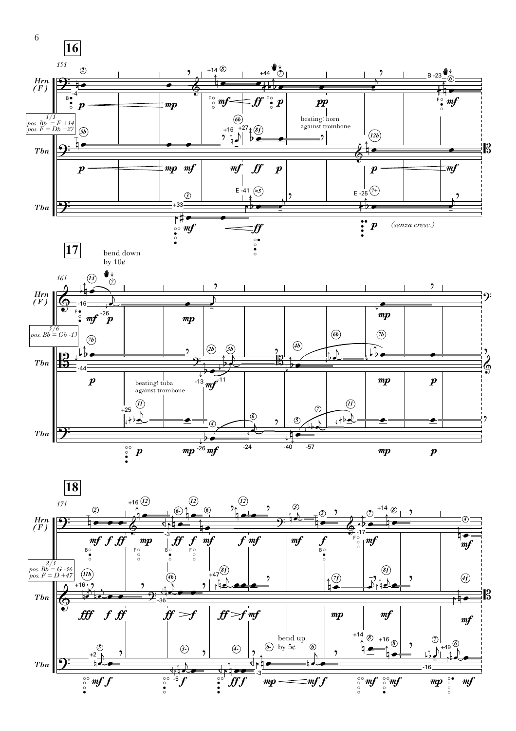**16**

151

Hrn (F)

1/1
pos. Bb = F +14
pos. F = Db +27

Tbn

Tba

beating! horn against trombone

(senza cresc.)

**17**

161

bend down by 10¢

5/6
pos. Bb = Gb -13

beating! tuba against trombone

**18**

171

2/3
pos. Bb = G -36
pos. F = D +47

bend up by 5¢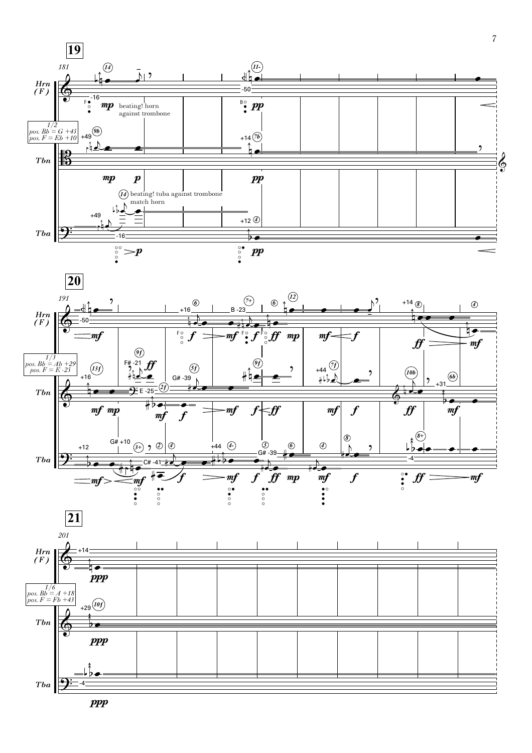**19**

181

Hrn (F)

Tbn

Tba

*1/2 pos. Bb = G +45 pos. F = Eb +10*

beating! horn against trombone

beating! tuba against trombone match horn

**20**

191

Hrn (F)

Tbn

Tba

*1/3 pos. Bb = Ab +29 pos. F = E -25*

**21**

201

Hrn (F)

Tbn

Tba

*1/6 pos. Bb = A +18 pos. F = Fb +43*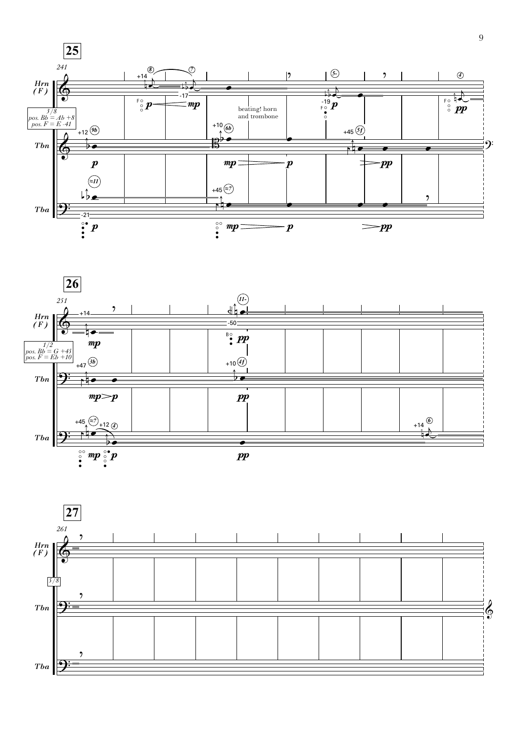**25**

241

Hrn (F)

3/8
pos. Bb = Ab +8
pos. F = E -41

Tbn

Tba

beating! horn and trombone

**26**

251

Hrn (F)

1/2
pos. Bb = G +45
pos. F = Eb +10

Tbn

Tba

**27**

261

Hrn (F)

5/8

Tbn

Tba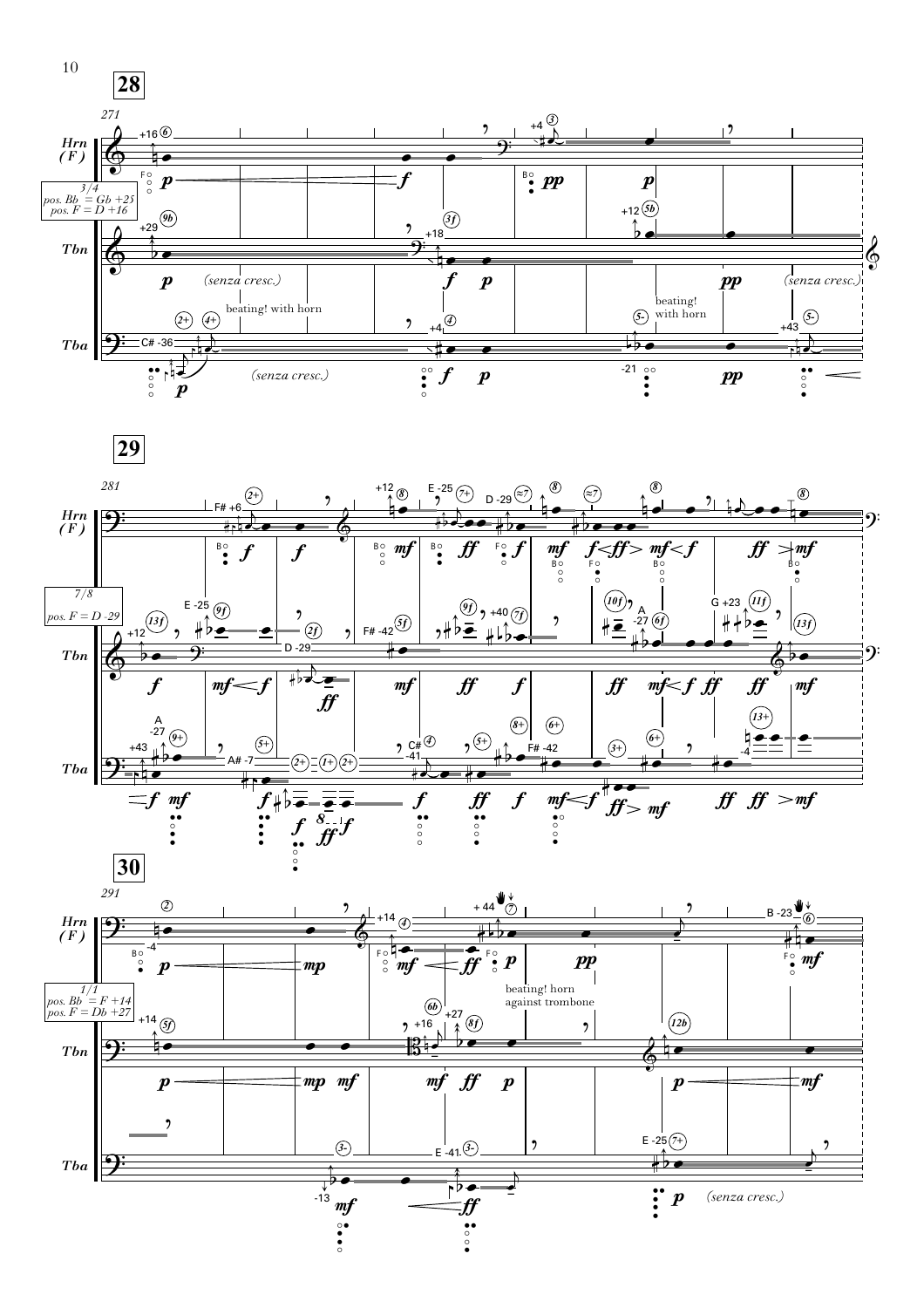**28**

271

Hrn (F)

Tbn

Tba

3/4
pos. Bb = Gb +25
pos. F = D +16

(senza cresc.)

beating! with horn

beating! with horn

**29**

281

Hrn (F)

Tbn

Tba

7/8
pos. F = D -29

**30**

291

Hrn (F)

Tbn

Tba

1/1
pos. Bb = F +14
pos. F = Db +27

beating! horn against trombone

(senza cresc.)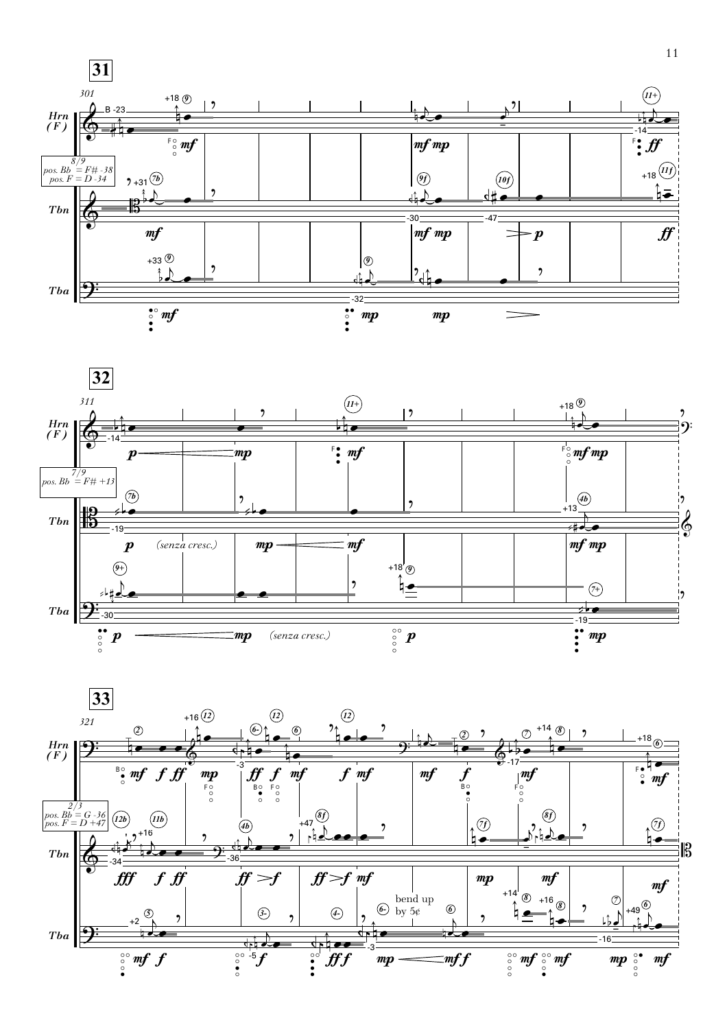**31**

301

Hrn (F)

8/9
pos. Bb = F# -38
pos. F = D -34

Tbn

Tba

**32**

311

Hrn (F)

7/9
pos. Bb = F# +13

Tbn

*(senza cresc.)*

Tba

*(senza cresc.)*

**33**

321

Hrn (F)

2/3
pos. Bb = G -36
pos. F = D +47

Tbn

Tba

bend up by 5¢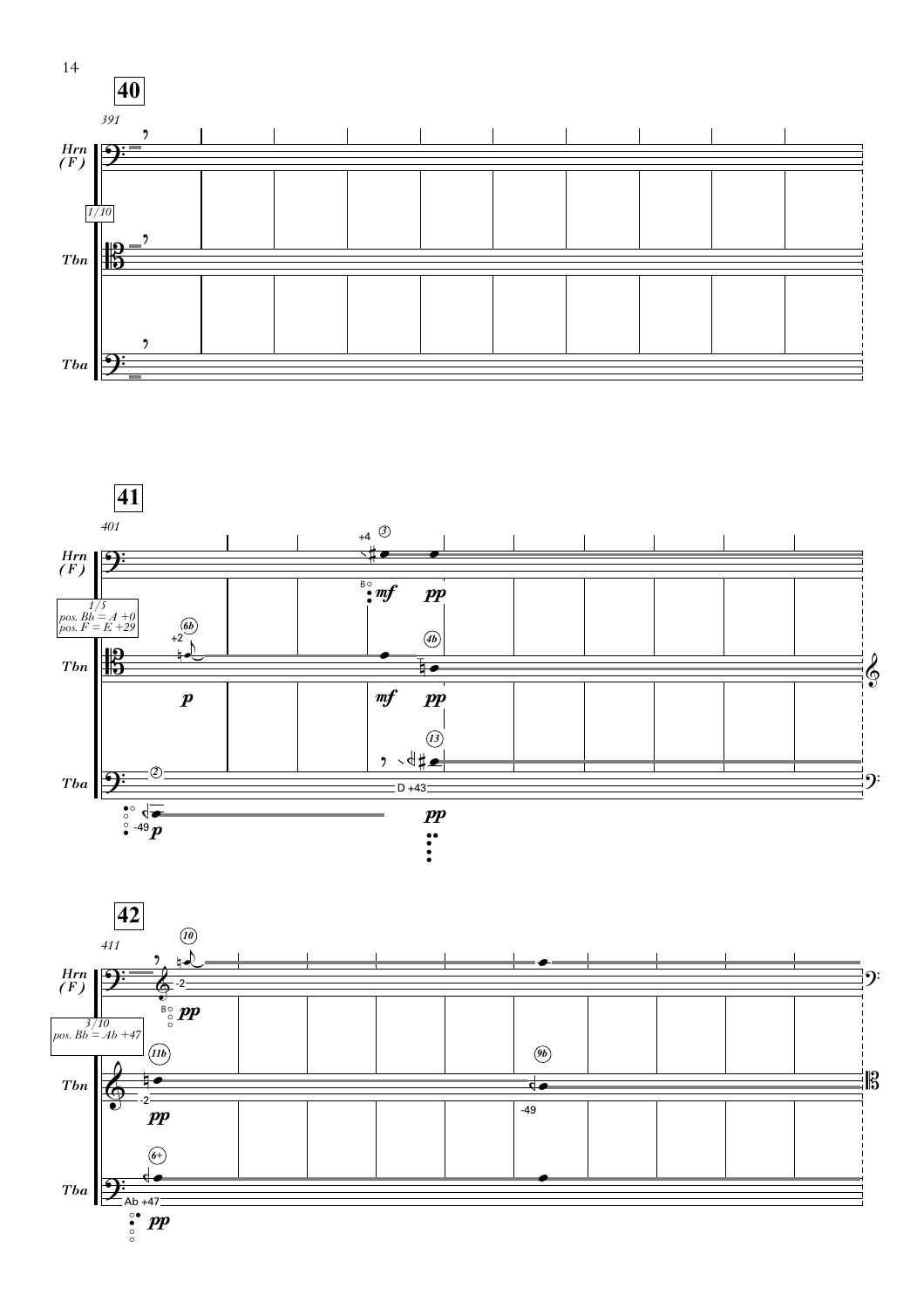**40**

391

Hrn (F)

1/10

Tbn

Tba

**41**

401

Hrn (F)

1/5
pos. Bb = A +0
pos. F = E +29

Tbn

Tba

D +43

**42**

411

Hrn (F)

3/10
pos. Bb = Ab +47

Tbn

Tba

Ab +47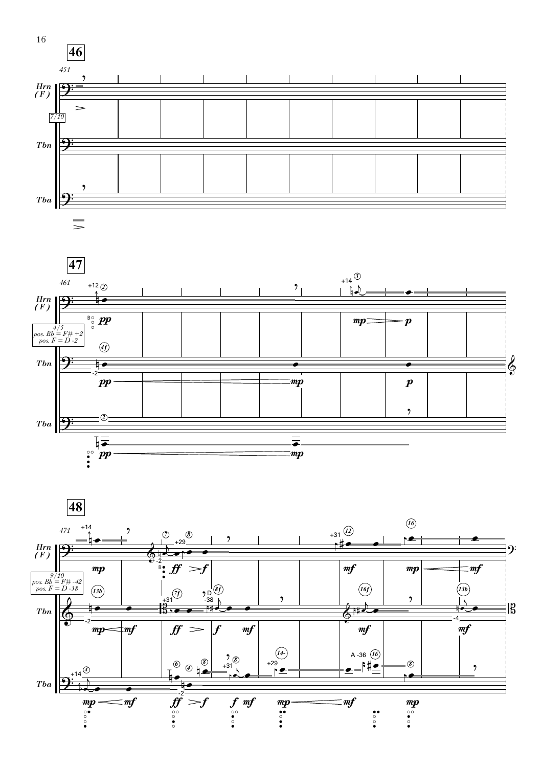**46**

*451*

*Hrn (F)*

*7/10*

*Tbn*

*Tba*

**47**

*461*

*Hrn (F)*

*4/5*
*pos. Bb = F# +2*
*pos. F = D -2*

*Tbn*

*Tba*

**48**

*471*

*Hrn (F)*

*9/10*
*pos. Bb = F# -42*
*pos. F = D -38*

*Tbn*

*Tba*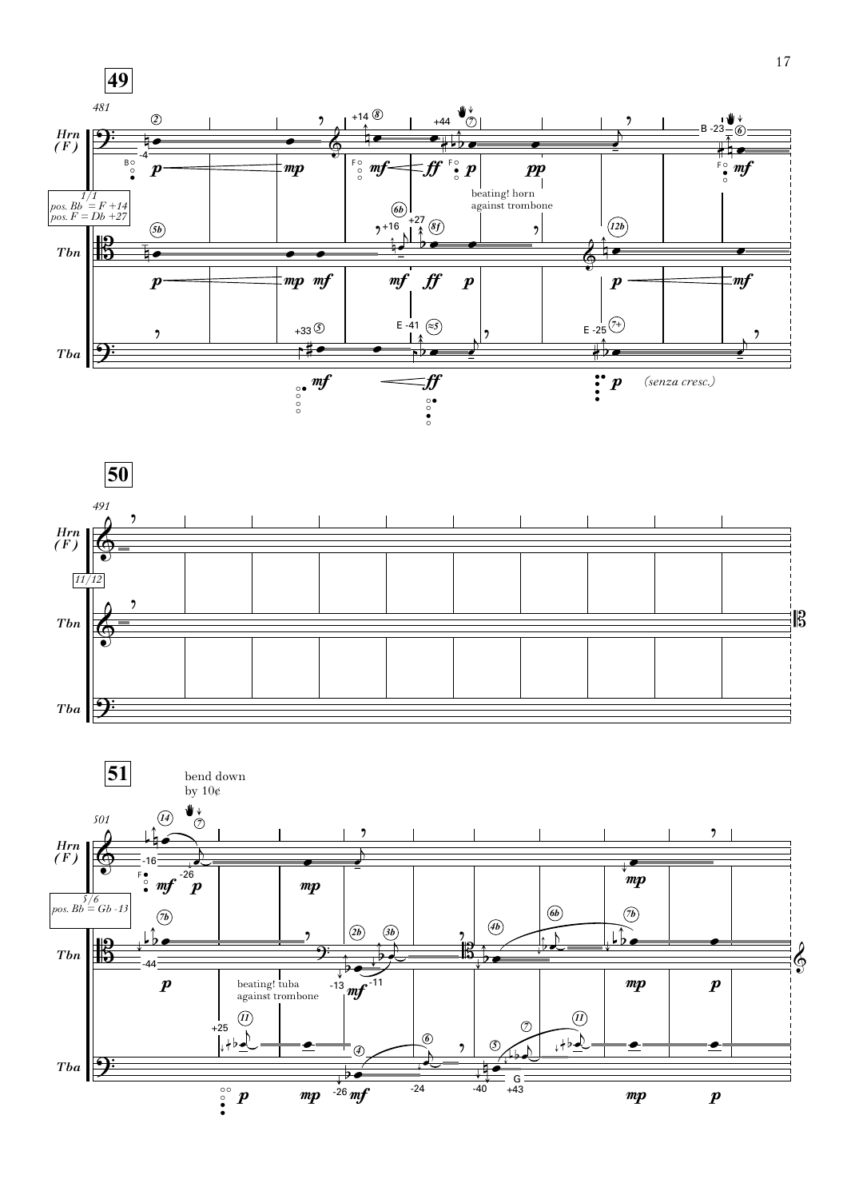**49**

481

Hrn (F)

Tbn

Tba

*1/1*
*pos. Bb = F +14*
*pos. F = Db +27*

beating! horn against trombone

*(senza cresc.)*

**50**

491

Hrn (F)

*11/12*

Tbn

Tba

**51**

bend down by 10¢

501

Hrn (F)

*5/6*
*pos. Bb = Gb -13*

Tbn

beating! tuba against trombone

Tba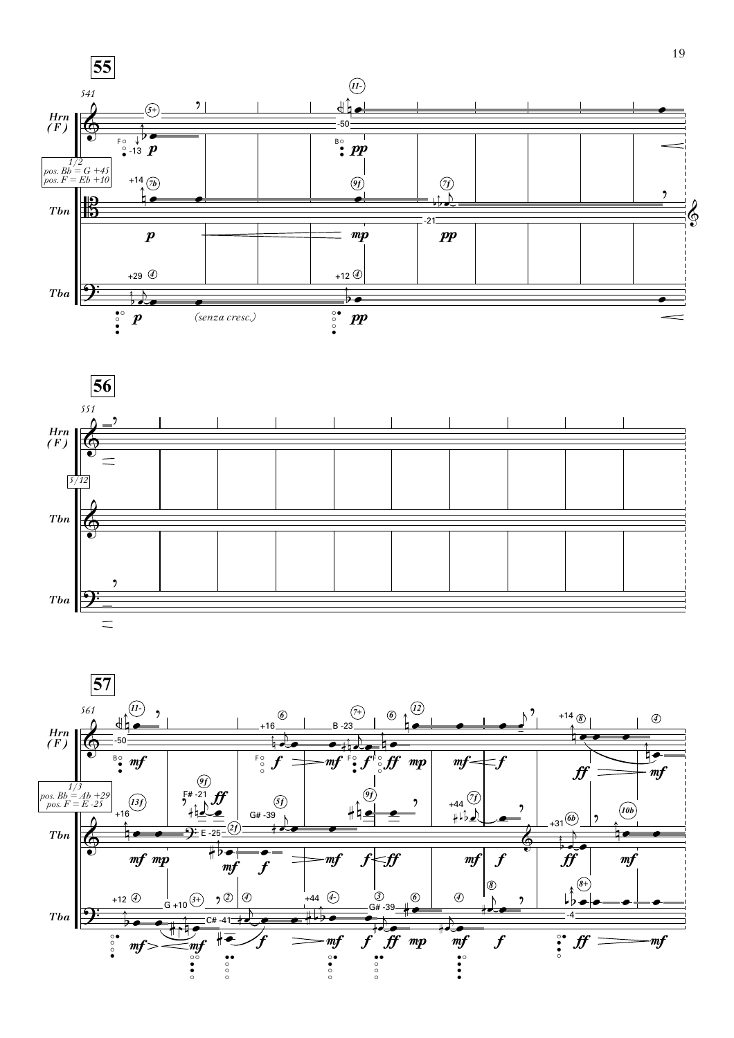**55**

541

Hrn (F)

1/2
pos. Bb = G +45
pos. F = Eb +10

Tbn

Tba

*(senza cresc.)*

**56**

551

Hrn (F)

5/12

Tbn

Tba

**57**

561

Hrn (F)

1/3
pos. Bb = Ab +29
pos. F = E -25

Tbn

Tba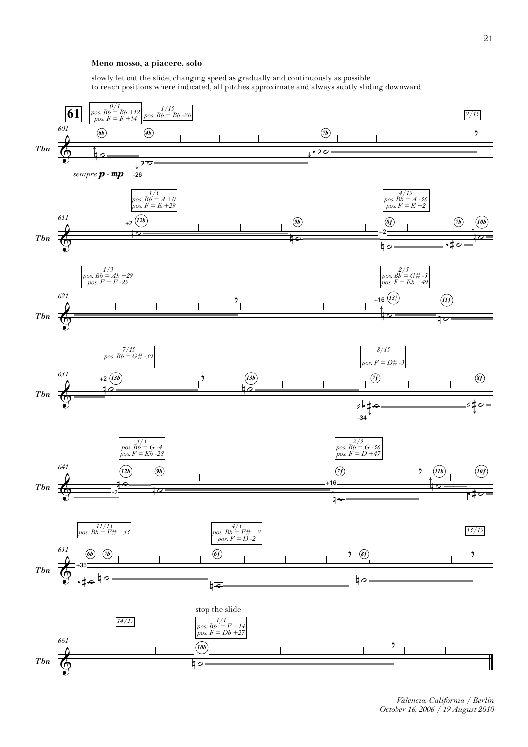**Meno mosso, a piacere, solo**

slowly let out the slide, changing speed as gradually and continuously as possible
to reach positions where indicated, all pitches approximate and always subtly sliding downward

*Valencia, California / Berlin*
*October 16, 2006 / 19 August 2010*